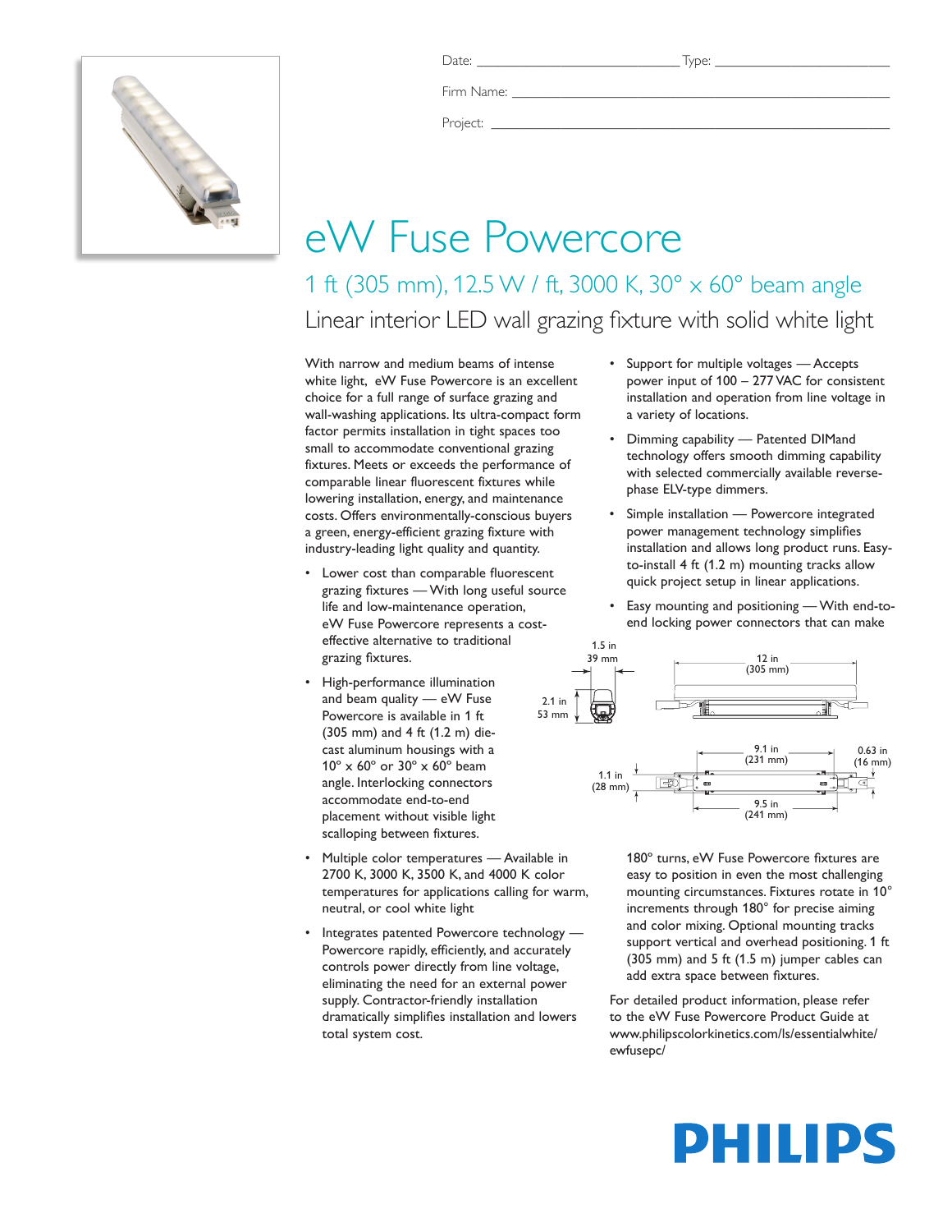Date: ___________________________ Type: ___________________________

Firm Name: ___________________________________________________

Project: _____________________________________________________

# eW Fuse Powercore

## 1 ft (305 mm), 12.5 W / ft, 3000 K, 30° x 60° beam angle

### Linear interior LED wall grazing fixture with solid white light

With narrow and medium beams of intense white light, eW Fuse Powercore is an excellent choice for a full range of surface grazing and wall-washing applications. Its ultra-compact form factor permits installation in tight spaces too small to accommodate conventional grazing fixtures. Meets or exceeds the performance of comparable linear fluorescent fixtures while lowering installation, energy, and maintenance costs. Offers environmentally-conscious buyers a green, energy-efficient grazing fixture with industry-leading light quality and quantity.

- Lower cost than comparable fluorescent grazing fixtures — With long useful source life and low-maintenance operation, eW Fuse Powercore represents a cost-effective alternative to traditional grazing fixtures.
- High-performance illumination and beam quality — eW Fuse Powercore is available in 1 ft (305 mm) and 4 ft (1.2 m) die-cast aluminum housings with a 10° x 60° or 30° x 60° beam angle. Interlocking connectors accommodate end-to-end placement without visible light scalloping between fixtures.
- Multiple color temperatures — Available in 2700 K, 3000 K, 3500 K, and 4000 K color temperatures for applications calling for warm, neutral, or cool white light
- Integrates patented Powercore technology — Powercore rapidly, efficiently, and accurately controls power directly from line voltage, eliminating the need for an external power supply. Contractor-friendly installation dramatically simplifies installation and lowers total system cost.
- Support for multiple voltages — Accepts power input of 100 – 277 VAC for consistent installation and operation from line voltage in a variety of locations.
- Dimming capability — Patented DIMand technology offers smooth dimming capability with selected commercially available reverse-phase ELV-type dimmers.
- Simple installation — Powercore integrated power management technology simplifies installation and allows long product runs. Easy-to-install 4 ft (1.2 m) mounting tracks allow quick project setup in linear applications.
- Easy mounting and positioning — With end-to-end locking power connectors that can make 180° turns, eW Fuse Powercore fixtures are easy to position in even the most challenging mounting circumstances. Fixtures rotate in 10° increments through 180° for precise aiming and color mixing. Optional mounting tracks support vertical and overhead positioning. 1 ft (305 mm) and 5 ft (1.5 m) jumper cables can add extra space between fixtures.

1.5 in 39 mm; 2.1 in 53 mm; 12 in (305 mm); 9.1 in (231 mm); 0.63 in (16 mm); 1.1 in (28 mm); 9.5 in (241 mm)

For detailed product information, please refer to the eW Fuse Powercore Product Guide at www.philipscolorkinetics.com/ls/essentialwhite/ewfusepc/

PHILIPS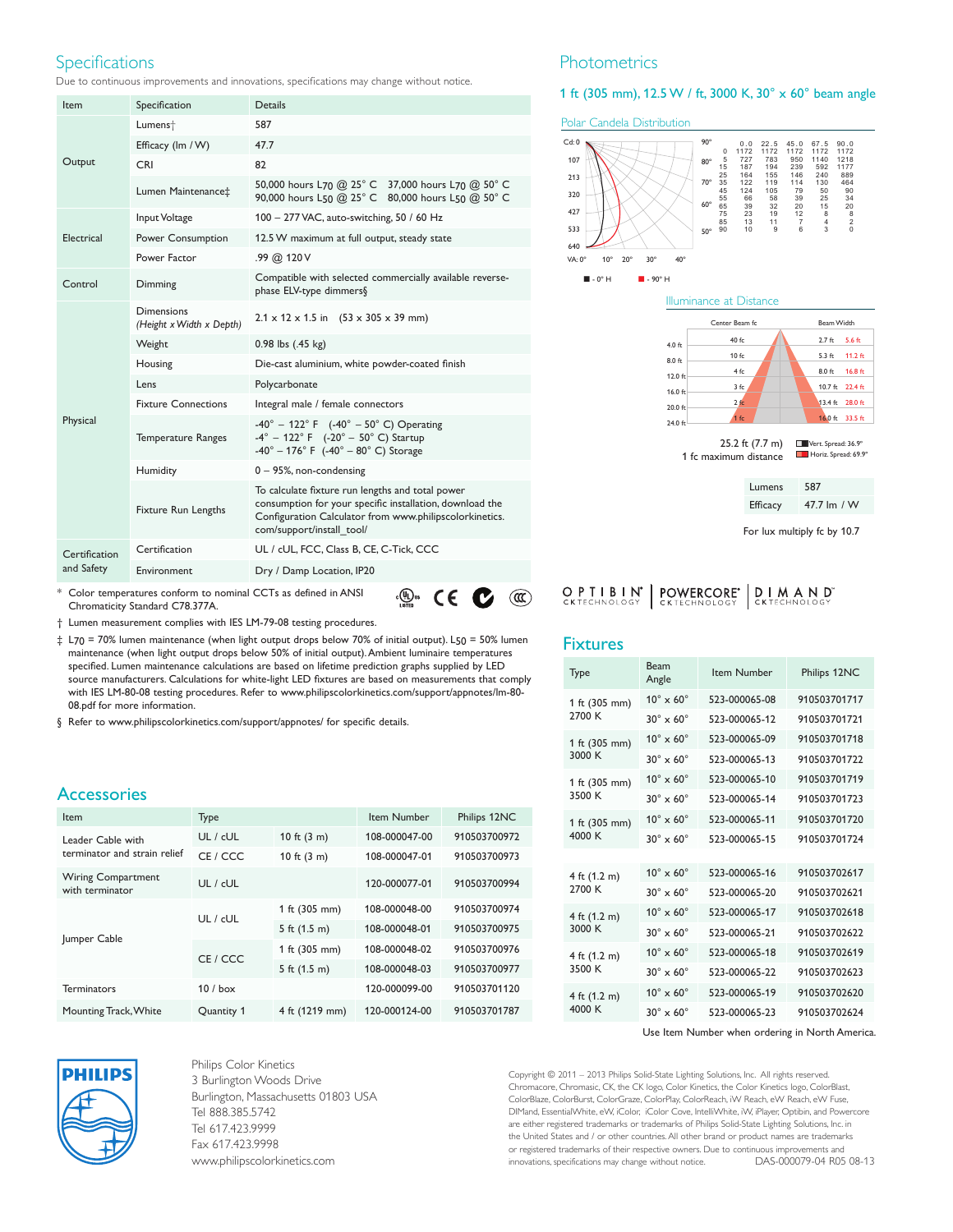## Specifications

Due to continuous improvements and innovations, specifications may change without notice.

| Item | Specification | Details |
|---|---|---|
| Output | Lumens† | 587 |
| | Efficacy (lm / W) | 47.7 |
| | CRI | 82 |
| | Lumen Maintenance‡ | 50,000 hours $L_{70}$ @ 25° C 37,000 hours $L_{70}$ @ 50° C<br>90,000 hours $L_{50}$ @ 25° C 80,000 hours $L_{50}$ @ 50° C |
| Electrical | Input Voltage | 100 – 277 VAC, auto-switching, 50 / 60 Hz |
| | Power Consumption | 12.5 W maximum at full output, steady state |
| | Power Factor | .99 @ 120 V |
| Control | Dimming | Compatible with selected commercially available reverse-phase ELV-type dimmers§ |
| Physical | Dimensions (*Height x Width x Depth*) | 2.1 x 12 x 1.5 in (53 x 305 x 39 mm) |
| | Weight | 0.98 lbs (.45 kg) |
| | Housing | Die-cast aluminium, white powder-coated finish |
| | Lens | Polycarbonate |
| | Fixture Connections | Integral male / female connectors |
| | Temperature Ranges | -40° – 122° F (-40° – 50° C) Operating<br>-4° – 122° F (-20° – 50° C) Startup<br>-40° – 176° F (-40° – 80° C) Storage |
| | Humidity | 0 – 95%, non-condensing |
| | Fixture Run Lengths | To calculate fixture run lengths and total power consumption for your specific installation, download the Configuration Calculator from www.philipscolorkinetics.com/support/install_tool/ |
| Certification and Safety | Certification | UL / cUL, FCC, Class B, CE, C-Tick, CCC |
| | Environment | Dry / Damp Location, IP20 |

\* Color temperatures conform to nominal CCTs as defined in ANSI Chromaticity Standard C78.377A.

† Lumen measurement complies with IES LM-79-08 testing procedures.

‡ $L_{70}$ = 70% lumen maintenance (when light output drops below 70% of initial output). $L_{50}$ = 50% lumen maintenance (when light output drops below 50% of initial output). Ambient luminaire temperatures specified. Lumen maintenance calculations are based on lifetime prediction graphs supplied by LED source manufacturers. Calculations for white-light LED fixtures are based on measurements that comply with IES LM-80-08 testing procedures. Refer to www.philipscolorkinetics.com/support/appnotes/lm-80-08.pdf for more information.

§ Refer to www.philipscolorkinetics.com/support/appnotes/ for specific details.

## Accessories

| Item | Type | | Item Number | Philips 12NC |
|---|---|---|---|---|
| Leader Cable with terminator and strain relief | UL / cUL | 10 ft (3 m) | 108-000047-00 | 910503700972 |
| | CE / CCC | 10 ft (3 m) | 108-000047-01 | 910503700973 |
| Wiring Compartment with terminator | UL / cUL | | 120-000077-01 | 910503700994 |
| Jumper Cable | UL / cUL | 1 ft (305 mm) | 108-000048-00 | 910503700974 |
| | | 5 ft (1.5 m) | 108-000048-01 | 910503700975 |
| | CE / CCC | 1 ft (305 mm) | 108-000048-02 | 910503700976 |
| | | 5 ft (1.5 m) | 108-000048-03 | 910503700977 |
| Terminators | 10 / box | | 120-000099-00 | 910503701120 |
| Mounting Track, White | Quantity 1 | 4 ft (1219 mm) | 120-000124-00 | 910503701787 |

## Photometrics

### 1 ft (305 mm), 12.5 W / ft, 3000 K, 30° x 60° beam angle

#### Polar Candela Distribution

Cd: 0
107
213
320
427
533
640
VA: 0° 10° 20° 30° 40°
90° 80° 70° 60° 50°
■ - 0° H ■ - 90° H

| | 0.0 | 22.5 | 45.0 | 67.5 | 90.0 |
|---|---|---|---|---|---|
| 0 | 1172 | 1172 | 1172 | 1172 | 1172 |
| 5 | 727 | 783 | 950 | 1140 | 1218 |
| 15 | 187 | 194 | 239 | 592 | 1177 |
| 25 | 164 | 155 | 146 | 240 | 889 |
| 35 | 122 | 119 | 114 | 130 | 464 |
| 45 | 124 | 105 | 79 | 50 | 90 |
| 55 | 66 | 58 | 39 | 25 | 34 |
| 65 | 39 | 32 | 20 | 15 | 20 |
| 75 | 23 | 19 | 12 | 8 | 8 |
| 85 | 13 | 11 | 7 | 4 | 2 |
| 90 | 10 | 9 | 6 | 3 | 0 |

#### Illuminance at Distance

Center Beam fc / Beam Width
4.0 ft 40 fc 2.7 ft 5.6 ft
8.0 ft 10 fc 5.3 ft 11.2 ft
12.0 ft 4 fc 8.0 ft 16.8 ft
16.0 ft 3 fc 10.7 ft 22.4 ft
20.0 ft 2 fc 13.4 ft 28.0 ft
24.0 ft 1 fc 16.0 ft 33.5 ft

25.2 ft (7.7 m)
1 fc maximum distance

Vert. Spread: 36.9°
Horiz. Spread: 69.9°

| | |
|---|---|
| Lumens | 587 |
| Efficacy | 47.7 lm / W |

For lux multiply fc by 10.7

OPTIBIN CK TECHNOLOGY | POWERCORE CK TECHNOLOGY | DIMAND CK TECHNOLOGY

## Fixtures

| Type | Beam Angle | Item Number | Philips 12NC |
|---|---|---|---|
| 1 ft (305 mm) 2700 K | 10° x 60° | 523-000065-08 | 910503701717 |
| | 30° x 60° | 523-000065-12 | 910503701721 |
| 1 ft (305 mm) 3000 K | 10° x 60° | 523-000065-09 | 910503701718 |
| | 30° x 60° | 523-000065-13 | 910503701722 |
| 1 ft (305 mm) 3500 K | 10° x 60° | 523-000065-10 | 910503701719 |
| | 30° x 60° | 523-000065-14 | 910503701723 |
| 1 ft (305 mm) 4000 K | 10° x 60° | 523-000065-11 | 910503701720 |
| | 30° x 60° | 523-000065-15 | 910503701724 |
| 4 ft (1.2 m) 2700 K | 10° x 60° | 523-000065-16 | 910503702617 |
| | 30° x 60° | 523-000065-20 | 910503702621 |
| 4 ft (1.2 m) 3000 K | 10° x 60° | 523-000065-17 | 910503702618 |
| | 30° x 60° | 523-000065-21 | 910503702622 |
| 4 ft (1.2 m) 3500 K | 10° x 60° | 523-000065-18 | 910503702619 |
| | 30° x 60° | 523-000065-22 | 910503702623 |
| 4 ft (1.2 m) 4000 K | 10° x 60° | 523-000065-19 | 910503702620 |
| | 30° x 60° | 523-000065-23 | 910503702624 |

Use Item Number when ordering in North America.

Philips Color Kinetics
3 Burlington Woods Drive
Burlington, Massachusetts 01803 USA
Tel 888.385.5742
Tel 617.423.9999
Fax 617.423.9998
www.philipscolorkinetics.com

Copyright © 2011 – 2013 Philips Solid-State Lighting Solutions, Inc. All rights reserved. Chromacore, Chromasic, CK, the CK logo, Color Kinetics, the Color Kinetics logo, ColorBlast, ColorBlaze, ColorBurst, ColorGraze, ColorPlay, ColorReach, iW Reach, eW Reach, eW Fuse, DIMand, EssentialWhite, eW, iColor, iColor Cove, IntelliWhite, iW, iPlayer, Optibin, and Powercore are either registered trademarks or trademarks of Philips Solid-State Lighting Solutions, Inc. in the United States and / or other countries. All other brand or product names are trademarks or registered trademarks of their respective owners. Due to continuous improvements and innovations, specifications may change without notice. DAS-000079-04 R05 08-13